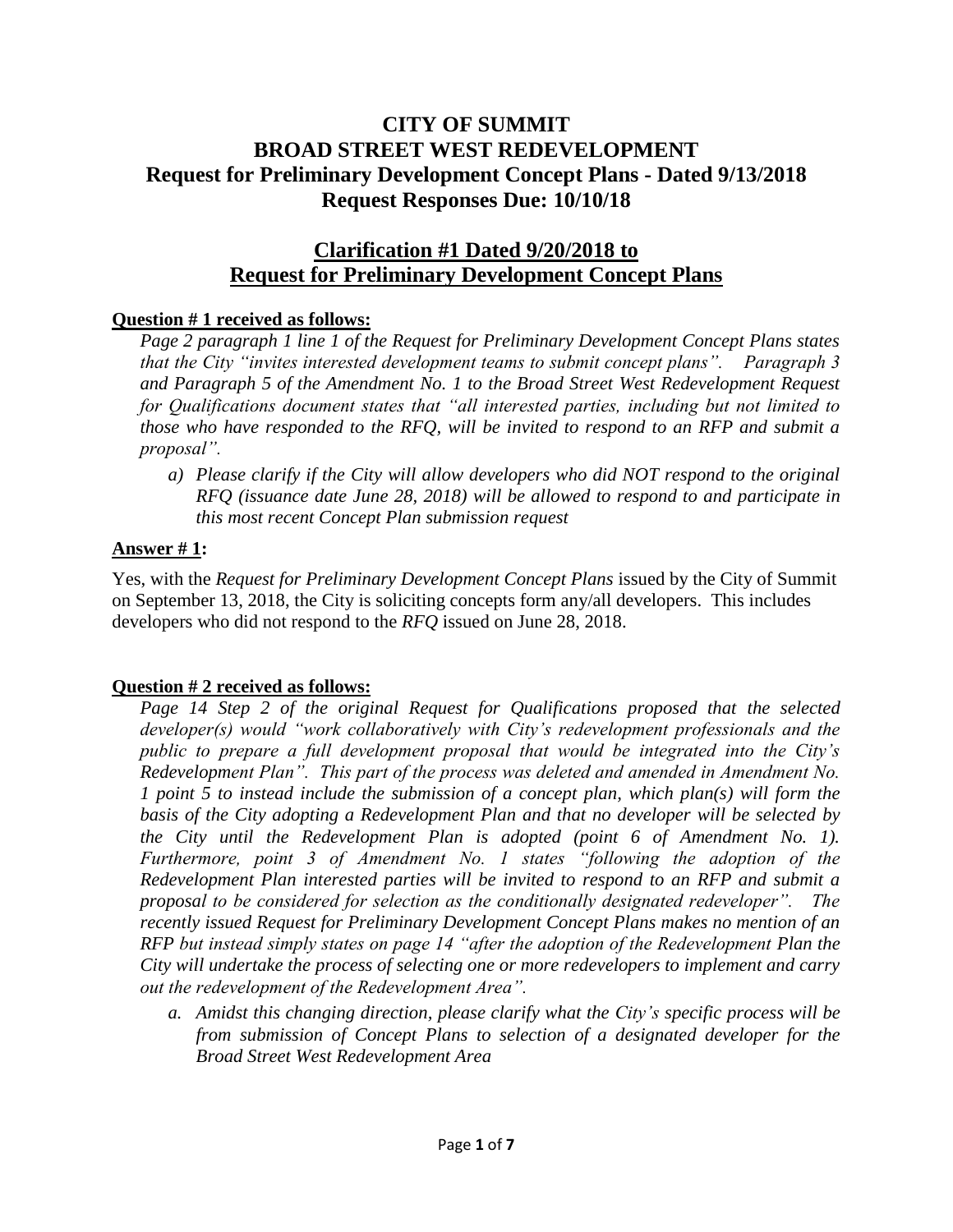# CITY OF SUMMIT
# BROAD STREET WEST REDEVELOPMENT
# Request for Preliminary Development Concept Plans - Dated 9/13/2018
# Request Responses Due: 10/10/18

## Clarification #1 Dated 9/20/2018 to Request for Preliminary Development Concept Plans

**Question # 1 received as follows:**

*Page 2 paragraph 1 line 1 of the Request for Preliminary Development Concept Plans states that the City "invites interested development teams to submit concept plans". Paragraph 3 and Paragraph 5 of the Amendment No. 1 to the Broad Street West Redevelopment Request for Qualifications document states that "all interested parties, including but not limited to those who have responded to the RFQ, will be invited to respond to an RFP and submit a proposal".*

*a) Please clarify if the City will allow developers who did NOT respond to the original RFQ (issuance date June 28, 2018) will be allowed to respond to and participate in this most recent Concept Plan submission request*

**Answer # 1:**

Yes, with the *Request for Preliminary Development Concept Plans* issued by the City of Summit on September 13, 2018, the City is soliciting concepts form any/all developers. This includes developers who did not respond to the *RFQ* issued on June 28, 2018.

**Question # 2 received as follows:**

*Page 14 Step 2 of the original Request for Qualifications proposed that the selected developer(s) would "work collaboratively with City's redevelopment professionals and the public to prepare a full development proposal that would be integrated into the City's Redevelopment Plan". This part of the process was deleted and amended in Amendment No. 1 point 5 to instead include the submission of a concept plan, which plan(s) will form the basis of the City adopting a Redevelopment Plan and that no developer will be selected by the City until the Redevelopment Plan is adopted (point 6 of Amendment No. 1). Furthermore, point 3 of Amendment No. 1 states "following the adoption of the Redevelopment Plan interested parties will be invited to respond to an RFP and submit a proposal to be considered for selection as the conditionally designated redeveloper". The recently issued Request for Preliminary Development Concept Plans makes no mention of an RFP but instead simply states on page 14 "after the adoption of the Redevelopment Plan the City will undertake the process of selecting one or more redevelopers to implement and carry out the redevelopment of the Redevelopment Area".*

*a. Amidst this changing direction, please clarify what the City's specific process will be from submission of Concept Plans to selection of a designated developer for the Broad Street West Redevelopment Area*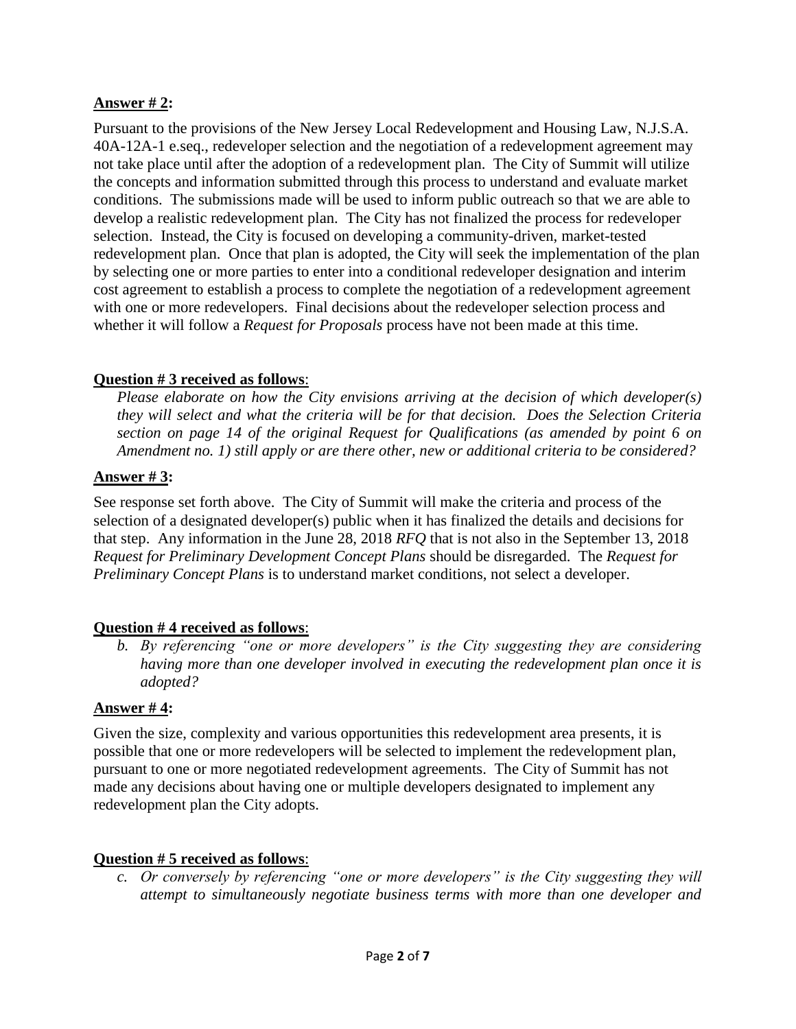**Answer # 2:**

Pursuant to the provisions of the New Jersey Local Redevelopment and Housing Law, N.J.S.A. 40A-12A-1 e.seq., redeveloper selection and the negotiation of a redevelopment agreement may not take place until after the adoption of a redevelopment plan. The City of Summit will utilize the concepts and information submitted through this process to understand and evaluate market conditions. The submissions made will be used to inform public outreach so that we are able to develop a realistic redevelopment plan. The City has not finalized the process for redeveloper selection. Instead, the City is focused on developing a community-driven, market-tested redevelopment plan. Once that plan is adopted, the City will seek the implementation of the plan by selecting one or more parties to enter into a conditional redeveloper designation and interim cost agreement to establish a process to complete the negotiation of a redevelopment agreement with one or more redevelopers. Final decisions about the redeveloper selection process and whether it will follow a *Request for Proposals* process have not been made at this time.

**Question # 3 received as follows**:

*Please elaborate on how the City envisions arriving at the decision of which developer(s) they will select and what the criteria will be for that decision. Does the Selection Criteria section on page 14 of the original Request for Qualifications (as amended by point 6 on Amendment no. 1) still apply or are there other, new or additional criteria to be considered?*

**Answer # 3:**

See response set forth above. The City of Summit will make the criteria and process of the selection of a designated developer(s) public when it has finalized the details and decisions for that step. Any information in the June 28, 2018 *RFQ* that is not also in the September 13, 2018 *Request for Preliminary Development Concept Plans* should be disregarded. The *Request for Preliminary Concept Plans* is to understand market conditions, not select a developer.

**Question # 4 received as follows**:

*b. By referencing "one or more developers" is the City suggesting they are considering having more than one developer involved in executing the redevelopment plan once it is adopted?*

**Answer # 4:**

Given the size, complexity and various opportunities this redevelopment area presents, it is possible that one or more redevelopers will be selected to implement the redevelopment plan, pursuant to one or more negotiated redevelopment agreements. The City of Summit has not made any decisions about having one or multiple developers designated to implement any redevelopment plan the City adopts.

**Question # 5 received as follows**:

*c. Or conversely by referencing "one or more developers" is the City suggesting they will attempt to simultaneously negotiate business terms with more than one developer and*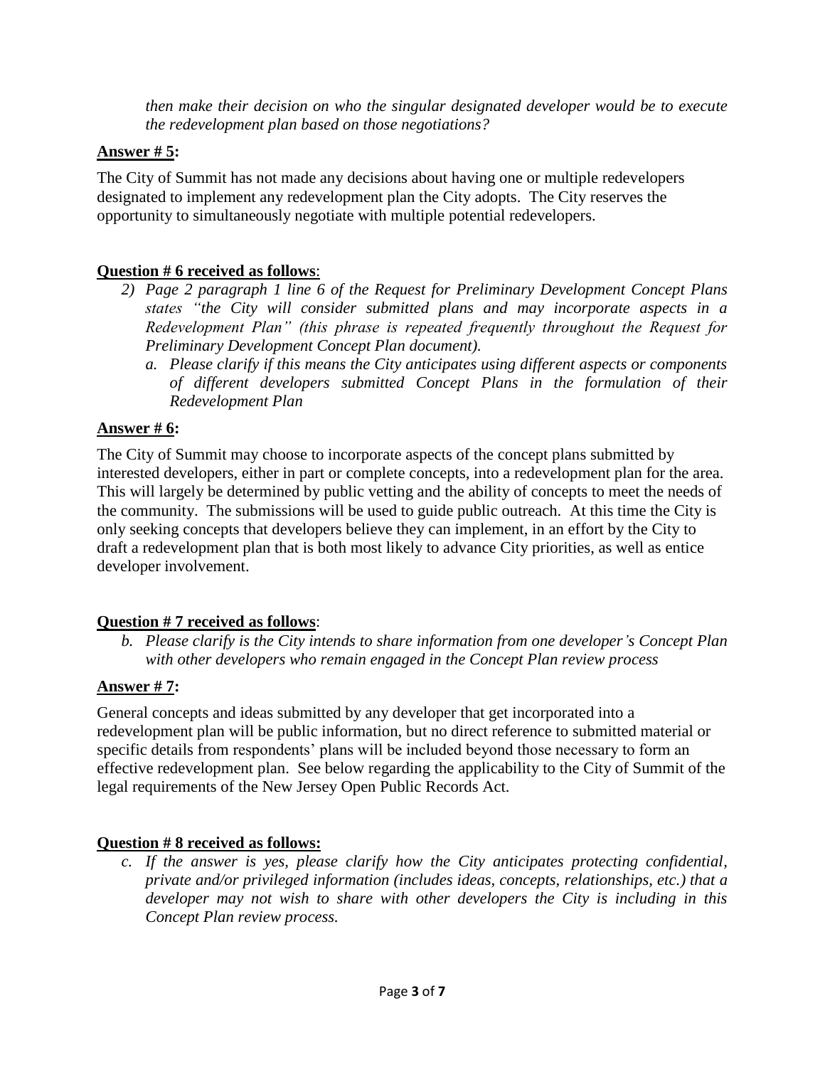*then make their decision on who the singular designated developer would be to execute the redevelopment plan based on those negotiations?*

**Answer # 5:**

The City of Summit has not made any decisions about having one or multiple redevelopers designated to implement any redevelopment plan the City adopts. The City reserves the opportunity to simultaneously negotiate with multiple potential redevelopers.

**Question # 6 received as follows**:

2) *Page 2 paragraph 1 line 6 of the Request for Preliminary Development Concept Plans states "the City will consider submitted plans and may incorporate aspects in a Redevelopment Plan" (this phrase is repeated frequently throughout the Request for Preliminary Development Concept Plan document).*
   a. *Please clarify if this means the City anticipates using different aspects or components of different developers submitted Concept Plans in the formulation of their Redevelopment Plan*

**Answer # 6:**

The City of Summit may choose to incorporate aspects of the concept plans submitted by interested developers, either in part or complete concepts, into a redevelopment plan for the area. This will largely be determined by public vetting and the ability of concepts to meet the needs of the community. The submissions will be used to guide public outreach. At this time the City is only seeking concepts that developers believe they can implement, in an effort by the City to draft a redevelopment plan that is both most likely to advance City priorities, as well as entice developer involvement.

**Question # 7 received as follows**:

b. *Please clarify is the City intends to share information from one developer's Concept Plan with other developers who remain engaged in the Concept Plan review process*

**Answer # 7:**

General concepts and ideas submitted by any developer that get incorporated into a redevelopment plan will be public information, but no direct reference to submitted material or specific details from respondents' plans will be included beyond those necessary to form an effective redevelopment plan. See below regarding the applicability to the City of Summit of the legal requirements of the New Jersey Open Public Records Act.

**Question # 8 received as follows:**

c. *If the answer is yes, please clarify how the City anticipates protecting confidential, private and/or privileged information (includes ideas, concepts, relationships, etc.) that a developer may not wish to share with other developers the City is including in this Concept Plan review process.*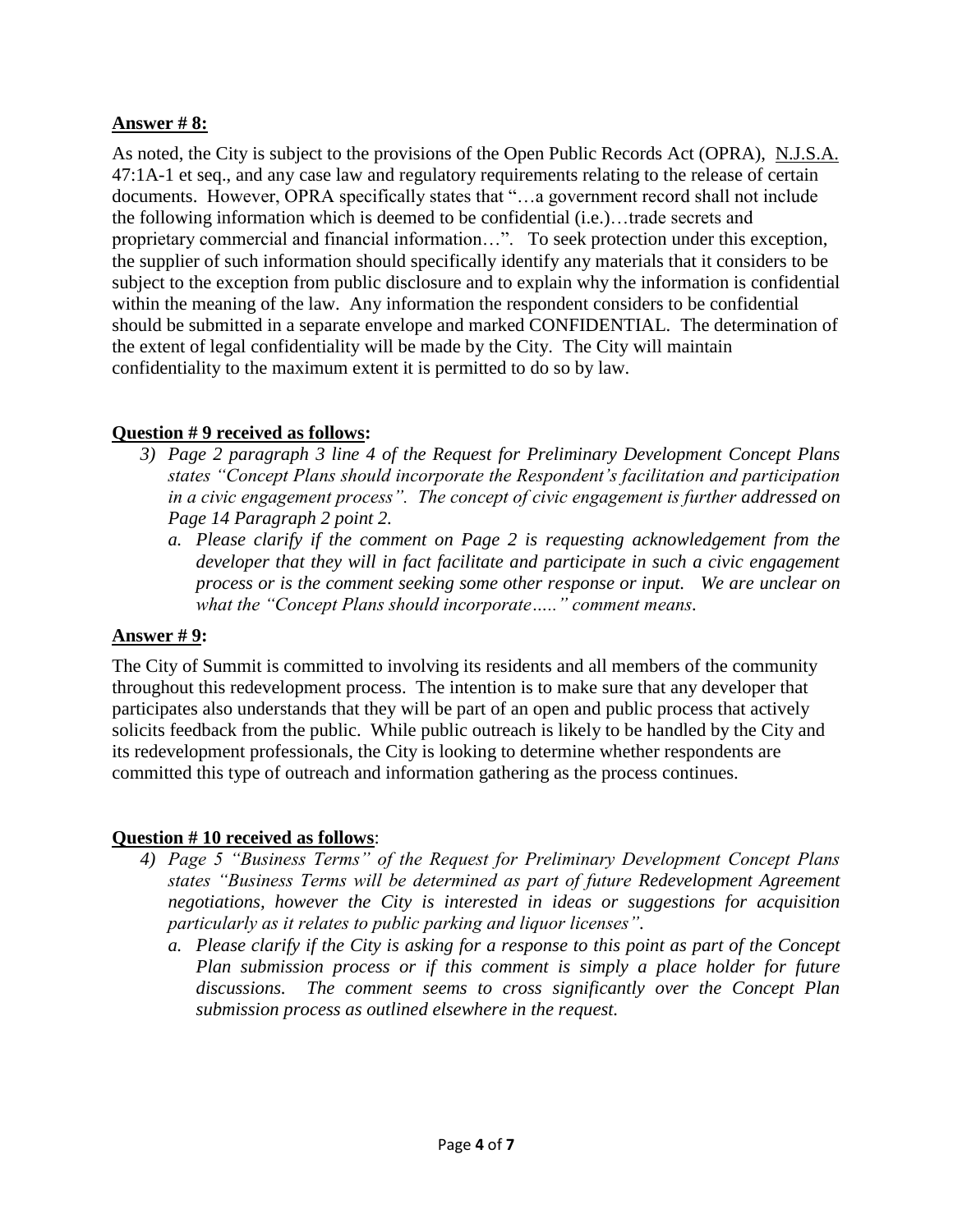**Answer # 8:**

As noted, the City is subject to the provisions of the Open Public Records Act (OPRA), N.J.S.A. 47:1A-1 et seq., and any case law and regulatory requirements relating to the release of certain documents. However, OPRA specifically states that "…a government record shall not include the following information which is deemed to be confidential (i.e.)…trade secrets and proprietary commercial and financial information…". To seek protection under this exception, the supplier of such information should specifically identify any materials that it considers to be subject to the exception from public disclosure and to explain why the information is confidential within the meaning of the law. Any information the respondent considers to be confidential should be submitted in a separate envelope and marked CONFIDENTIAL. The determination of the extent of legal confidentiality will be made by the City. The City will maintain confidentiality to the maximum extent it is permitted to do so by law.

**Question # 9 received as follows:**

3) *Page 2 paragraph 3 line 4 of the Request for Preliminary Development Concept Plans states "Concept Plans should incorporate the Respondent's facilitation and participation in a civic engagement process". The concept of civic engagement is further addressed on Page 14 Paragraph 2 point 2.*
   a. *Please clarify if the comment on Page 2 is requesting acknowledgement from the developer that they will in fact facilitate and participate in such a civic engagement process or is the comment seeking some other response or input. We are unclear on what the "Concept Plans should incorporate….." comment means.*

**Answer # 9:**

The City of Summit is committed to involving its residents and all members of the community throughout this redevelopment process. The intention is to make sure that any developer that participates also understands that they will be part of an open and public process that actively solicits feedback from the public. While public outreach is likely to be handled by the City and its redevelopment professionals, the City is looking to determine whether respondents are committed this type of outreach and information gathering as the process continues.

**Question # 10 received as follows**:

4) *Page 5 "Business Terms" of the Request for Preliminary Development Concept Plans states "Business Terms will be determined as part of future Redevelopment Agreement negotiations, however the City is interested in ideas or suggestions for acquisition particularly as it relates to public parking and liquor licenses".*
   a. *Please clarify if the City is asking for a response to this point as part of the Concept Plan submission process or if this comment is simply a place holder for future discussions. The comment seems to cross significantly over the Concept Plan submission process as outlined elsewhere in the request.*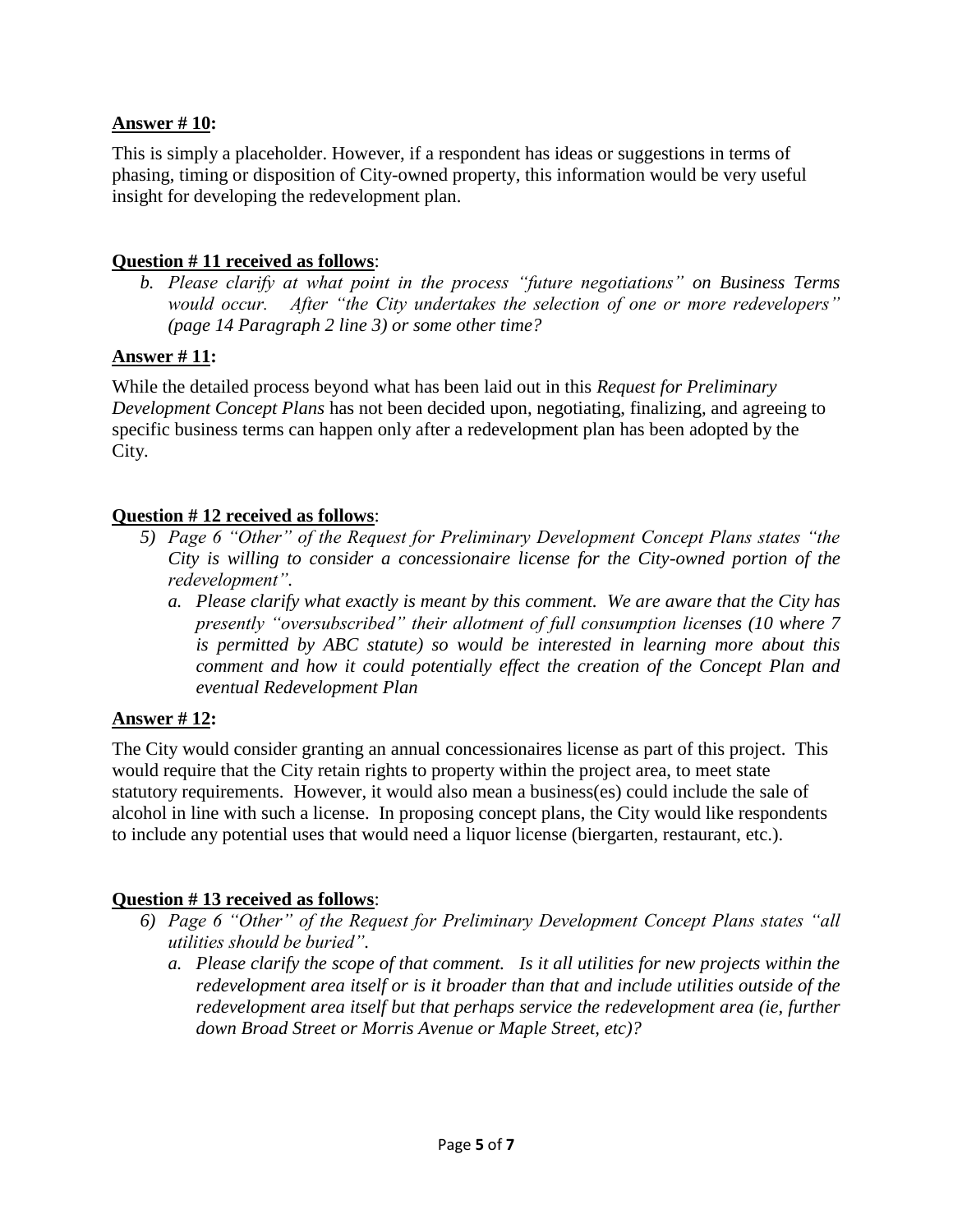**Answer # 10:**

This is simply a placeholder. However, if a respondent has ideas or suggestions in terms of phasing, timing or disposition of City-owned property, this information would be very useful insight for developing the redevelopment plan.

**Question # 11 received as follows**:

*b. Please clarify at what point in the process "future negotiations" on Business Terms would occur. After "the City undertakes the selection of one or more redevelopers" (page 14 Paragraph 2 line 3) or some other time?*

**Answer # 11:**

While the detailed process beyond what has been laid out in this *Request for Preliminary Development Concept Plans* has not been decided upon, negotiating, finalizing, and agreeing to specific business terms can happen only after a redevelopment plan has been adopted by the City.

**Question # 12 received as follows**:

*5) Page 6 "Other" of the Request for Preliminary Development Concept Plans states "the City is willing to consider a concessionaire license for the City-owned portion of the redevelopment".*

*a. Please clarify what exactly is meant by this comment. We are aware that the City has presently "oversubscribed" their allotment of full consumption licenses (10 where 7 is permitted by ABC statute) so would be interested in learning more about this comment and how it could potentially effect the creation of the Concept Plan and eventual Redevelopment Plan*

**Answer # 12:**

The City would consider granting an annual concessionaires license as part of this project. This would require that the City retain rights to property within the project area, to meet state statutory requirements. However, it would also mean a business(es) could include the sale of alcohol in line with such a license. In proposing concept plans, the City would like respondents to include any potential uses that would need a liquor license (biergarten, restaurant, etc.).

**Question # 13 received as follows**:

*6) Page 6 "Other" of the Request for Preliminary Development Concept Plans states "all utilities should be buried".*

*a. Please clarify the scope of that comment. Is it all utilities for new projects within the redevelopment area itself or is it broader than that and include utilities outside of the redevelopment area itself but that perhaps service the redevelopment area (ie, further down Broad Street or Morris Avenue or Maple Street, etc)?*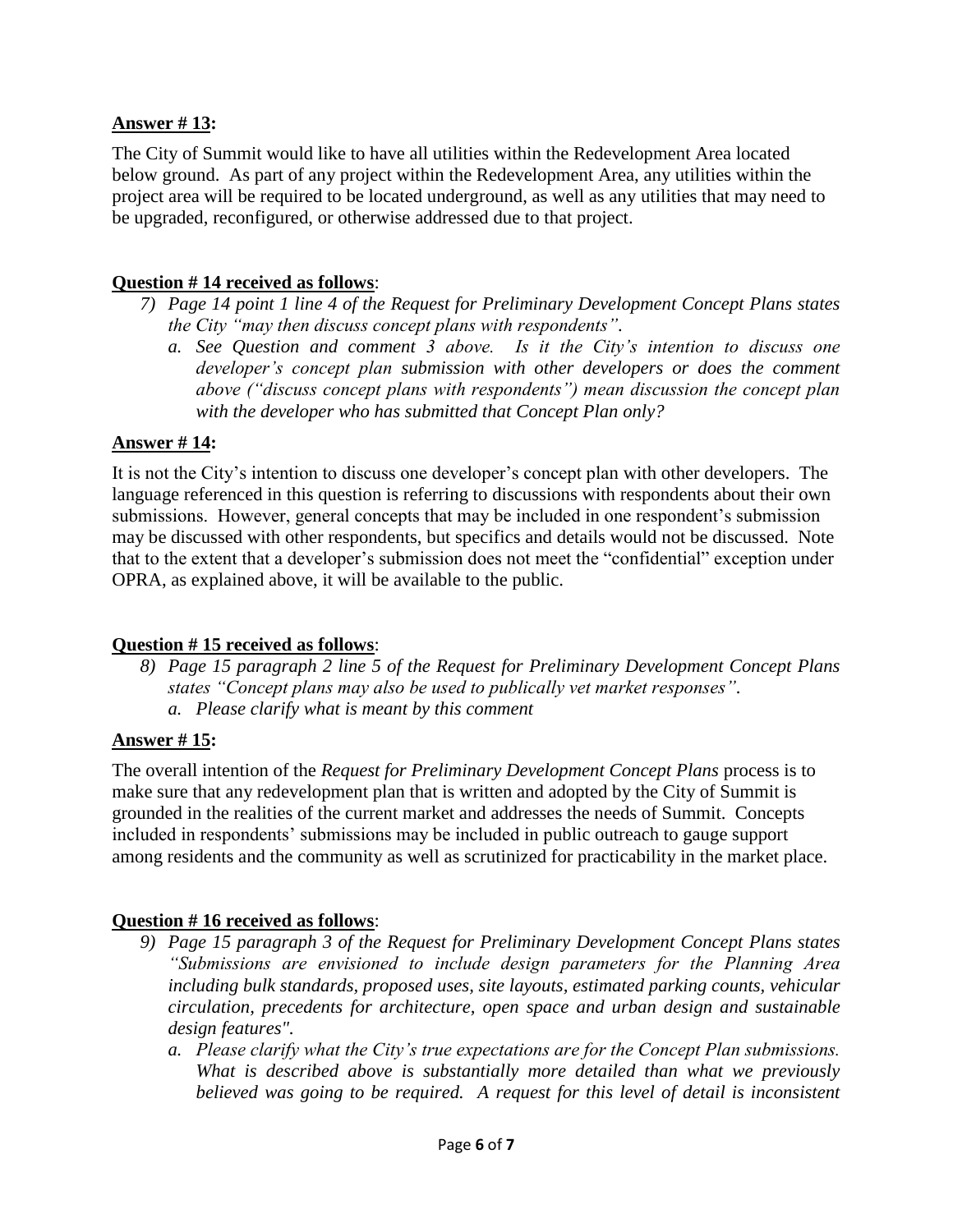**Answer # 13:**

The City of Summit would like to have all utilities within the Redevelopment Area located below ground. As part of any project within the Redevelopment Area, any utilities within the project area will be required to be located underground, as well as any utilities that may need to be upgraded, reconfigured, or otherwise addressed due to that project.

**Question # 14 received as follows**:

7) *Page 14 point 1 line 4 of the Request for Preliminary Development Concept Plans states the City "may then discuss concept plans with respondents".*
   a. *See Question and comment 3 above. Is it the City's intention to discuss one developer's concept plan submission with other developers or does the comment above ("discuss concept plans with respondents") mean discussion the concept plan with the developer who has submitted that Concept Plan only?*

**Answer # 14:**

It is not the City's intention to discuss one developer's concept plan with other developers. The language referenced in this question is referring to discussions with respondents about their own submissions. However, general concepts that may be included in one respondent's submission may be discussed with other respondents, but specifics and details would not be discussed. Note that to the extent that a developer's submission does not meet the "confidential" exception under OPRA, as explained above, it will be available to the public.

**Question # 15 received as follows**:

8) *Page 15 paragraph 2 line 5 of the Request for Preliminary Development Concept Plans states "Concept plans may also be used to publically vet market responses".*
   a. *Please clarify what is meant by this comment*

**Answer # 15:**

The overall intention of the *Request for Preliminary Development Concept Plans* process is to make sure that any redevelopment plan that is written and adopted by the City of Summit is grounded in the realities of the current market and addresses the needs of Summit. Concepts included in respondents' submissions may be included in public outreach to gauge support among residents and the community as well as scrutinized for practicability in the market place.

**Question # 16 received as follows**:

9) *Page 15 paragraph 3 of the Request for Preliminary Development Concept Plans states "Submissions are envisioned to include design parameters for the Planning Area including bulk standards, proposed uses, site layouts, estimated parking counts, vehicular circulation, precedents for architecture, open space and urban design and sustainable design features".*
   a. *Please clarify what the City's true expectations are for the Concept Plan submissions. What is described above is substantially more detailed than what we previously believed was going to be required. A request for this level of detail is inconsistent*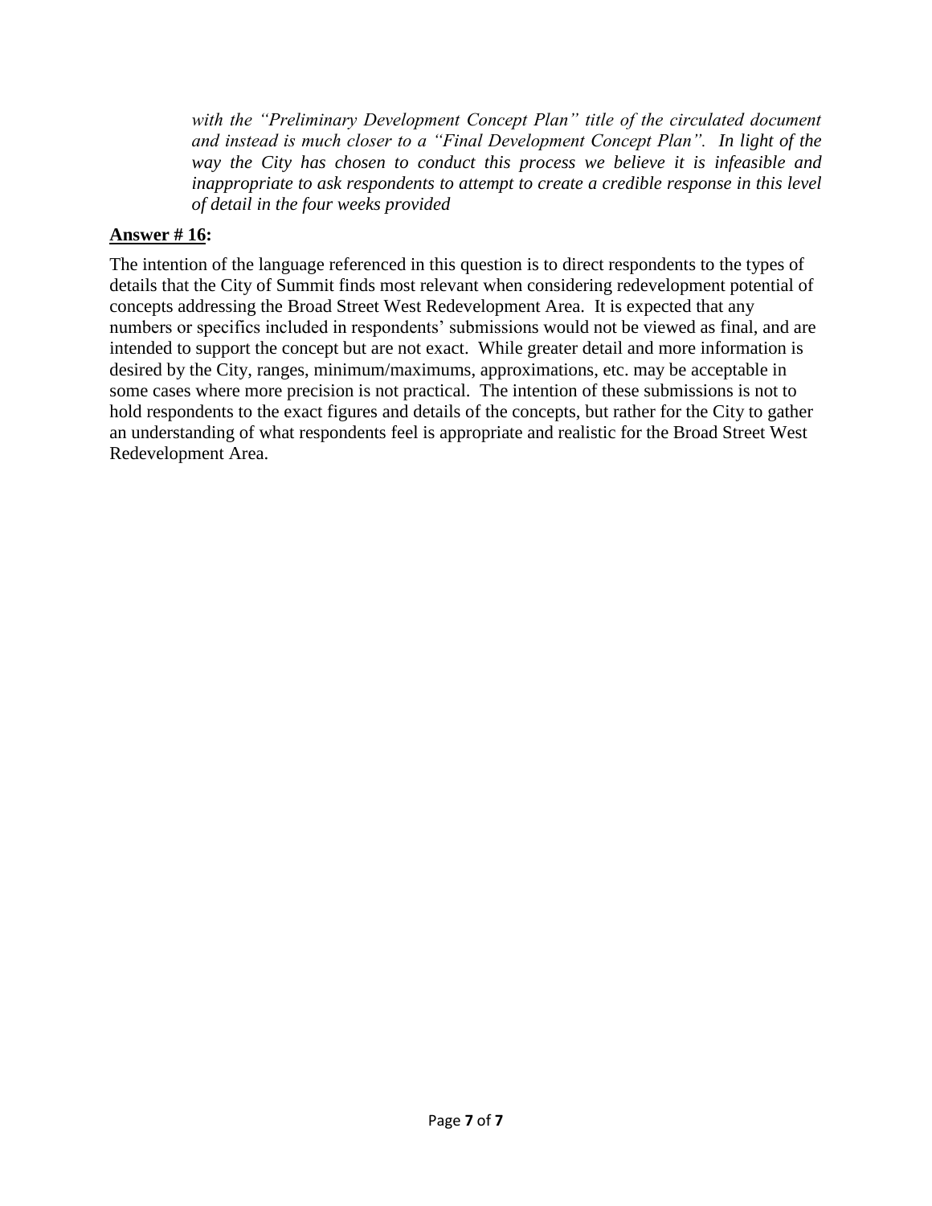*with the "Preliminary Development Concept Plan" title of the circulated document and instead is much closer to a "Final Development Concept Plan". In light of the way the City has chosen to conduct this process we believe it is infeasible and inappropriate to ask respondents to attempt to create a credible response in this level of detail in the four weeks provided*

**<u>Answer # 16</u>:**

The intention of the language referenced in this question is to direct respondents to the types of details that the City of Summit finds most relevant when considering redevelopment potential of concepts addressing the Broad Street West Redevelopment Area. It is expected that any numbers or specifics included in respondents' submissions would not be viewed as final, and are intended to support the concept but are not exact. While greater detail and more information is desired by the City, ranges, minimum/maximums, approximations, etc. may be acceptable in some cases where more precision is not practical. The intention of these submissions is not to hold respondents to the exact figures and details of the concepts, but rather for the City to gather an understanding of what respondents feel is appropriate and realistic for the Broad Street West Redevelopment Area.